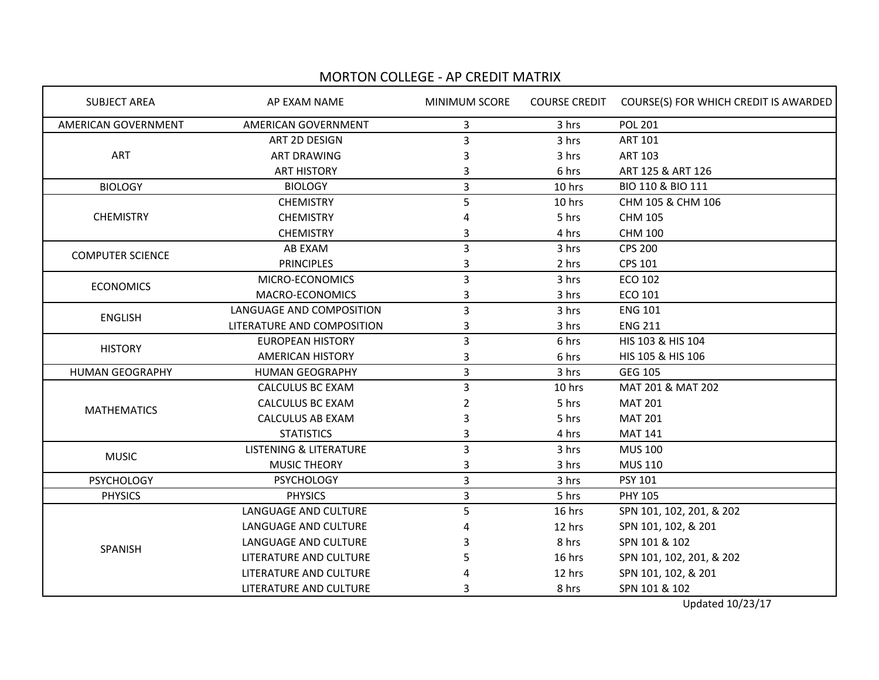# MORTON COLLEGE - AP CREDIT MATRIX

| SUBJECT AREA | AP EXAM NAME | MINIMUM SCORE | COURSE CREDIT | COURSE(S) FOR WHICH CREDIT IS AWARDED |
|---|---|---|---|---|
| AMERICAN GOVERNMENT | AMERICAN GOVERNMENT | 3 | 3 hrs | POL 201 |
| ART | ART 2D DESIGN | 3 | 3 hrs | ART 101 |
| | ART DRAWING | 3 | 3 hrs | ART 103 |
| | ART HISTORY | 3 | 6 hrs | ART 125 & ART 126 |
| BIOLOGY | BIOLOGY | 3 | 10 hrs | BIO 110 & BIO 111 |
| CHEMISTRY | CHEMISTRY | 5 | 10 hrs | CHM 105 & CHM 106 |
| | CHEMISTRY | 4 | 5 hrs | CHM 105 |
| | CHEMISTRY | 3 | 4 hrs | CHM 100 |
| COMPUTER SCIENCE | AB EXAM | 3 | 3 hrs | CPS 200 |
| | PRINCIPLES | 3 | 2 hrs | CPS 101 |
| ECONOMICS | MICRO-ECONOMICS | 3 | 3 hrs | ECO 102 |
| | MACRO-ECONOMICS | 3 | 3 hrs | ECO 101 |
| ENGLISH | LANGUAGE AND COMPOSITION | 3 | 3 hrs | ENG 101 |
| | LITERATURE AND COMPOSITION | 3 | 3 hrs | ENG 211 |
| HISTORY | EUROPEAN HISTORY | 3 | 6 hrs | HIS 103 & HIS 104 |
| | AMERICAN HISTORY | 3 | 6 hrs | HIS 105 & HIS 106 |
| HUMAN GEOGRAPHY | HUMAN GEOGRAPHY | 3 | 3 hrs | GEG 105 |
| MATHEMATICS | CALCULUS BC EXAM | 3 | 10 hrs | MAT 201 & MAT 202 |
| | CALCULUS BC EXAM | 2 | 5 hrs | MAT 201 |
| | CALCULUS AB EXAM | 3 | 5 hrs | MAT 201 |
| | STATISTICS | 3 | 4 hrs | MAT 141 |
| MUSIC | LISTENING & LITERATURE | 3 | 3 hrs | MUS 100 |
| | MUSIC THEORY | 3 | 3 hrs | MUS 110 |
| PSYCHOLOGY | PSYCHOLOGY | 3 | 3 hrs | PSY 101 |
| PHYSICS | PHYSICS | 3 | 5 hrs | PHY 105 |
| SPANISH | LANGUAGE AND CULTURE | 5 | 16 hrs | SPN 101, 102, 201, & 202 |
| | LANGUAGE AND CULTURE | 4 | 12 hrs | SPN 101, 102, & 201 |
| | LANGUAGE AND CULTURE | 3 | 8 hrs | SPN 101 & 102 |
| | LITERATURE AND CULTURE | 5 | 16 hrs | SPN 101, 102, 201, & 202 |
| | LITERATURE AND CULTURE | 4 | 12 hrs | SPN 101, 102, & 201 |
| | LITERATURE AND CULTURE | 3 | 8 hrs | SPN 101 & 102 |

Updated 10/23/17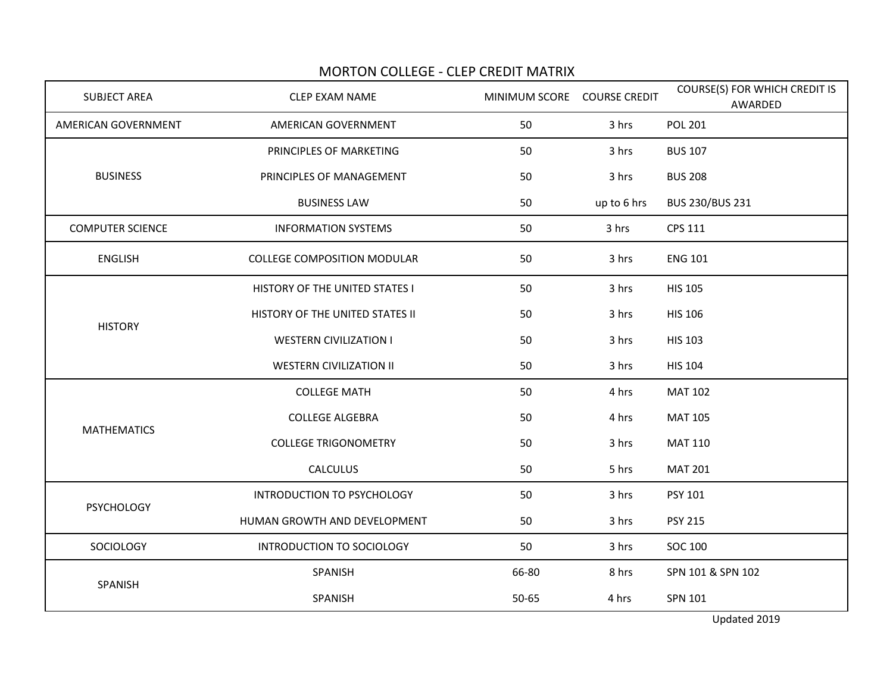# MORTON COLLEGE - CLEP CREDIT MATRIX

| SUBJECT AREA | CLEP EXAM NAME | MINIMUM SCORE | COURSE CREDIT | COURSE(S) FOR WHICH CREDIT IS AWARDED |
|---|---|---|---|---|
| AMERICAN GOVERNMENT | AMERICAN GOVERNMENT | 50 | 3 hrs | POL 201 |
| BUSINESS | PRINCIPLES OF MARKETING | 50 | 3 hrs | BUS 107 |
| | PRINCIPLES OF MANAGEMENT | 50 | 3 hrs | BUS 208 |
| | BUSINESS LAW | 50 | up to 6 hrs | BUS 230/BUS 231 |
| COMPUTER SCIENCE | INFORMATION SYSTEMS | 50 | 3 hrs | CPS 111 |
| ENGLISH | COLLEGE COMPOSITION MODULAR | 50 | 3 hrs | ENG 101 |
| HISTORY | HISTORY OF THE UNITED STATES I | 50 | 3 hrs | HIS 105 |
| | HISTORY OF THE UNITED STATES II | 50 | 3 hrs | HIS 106 |
| | WESTERN CIVILIZATION I | 50 | 3 hrs | HIS 103 |
| | WESTERN CIVILIZATION II | 50 | 3 hrs | HIS 104 |
| MATHEMATICS | COLLEGE MATH | 50 | 4 hrs | MAT 102 |
| | COLLEGE ALGEBRA | 50 | 4 hrs | MAT 105 |
| | COLLEGE TRIGONOMETRY | 50 | 3 hrs | MAT 110 |
| | CALCULUS | 50 | 5 hrs | MAT 201 |
| PSYCHOLOGY | INTRODUCTION TO PSYCHOLOGY | 50 | 3 hrs | PSY 101 |
| | HUMAN GROWTH AND DEVELOPMENT | 50 | 3 hrs | PSY 215 |
| SOCIOLOGY | INTRODUCTION TO SOCIOLOGY | 50 | 3 hrs | SOC 100 |
| SPANISH | SPANISH | 66-80 | 8 hrs | SPN 101 & SPN 102 |
| | SPANISH | 50-65 | 4 hrs | SPN 101 |

Updated 2019